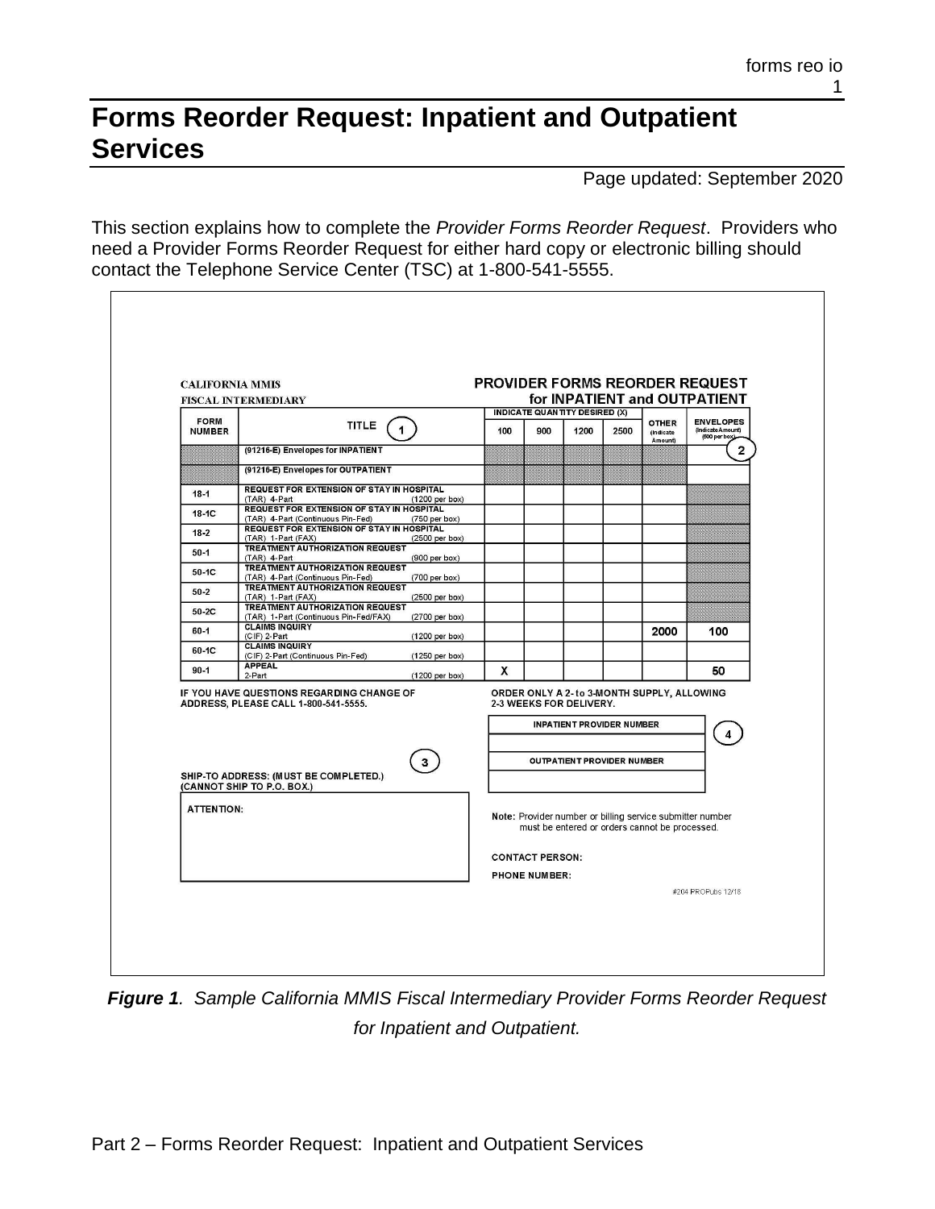# Forms Reorder Request: Inpatient and Outpatient Services

Page updated: September 2020

This section explains how to complete the *Provider Forms Reorder Request*. Providers who need a Provider Forms Reorder Request for either hard copy or electronic billing should contact the Telephone Service Center (TSC) at 1-800-541-5555.

CALIFORNIA MMIS
FISCAL INTERMEDIARY

**PROVIDER FORMS REORDER REQUEST for INPATIENT and OUTPATIENT**

| FORM NUMBER | TITLE (1) | INDICATE QUANTITY DESIRED (X) 100 | 900 | 1200 | 2500 | OTHER (Indicate Amount) | ENVELOPES (Indicate Amount) (500 per box) (2) |
|---|---|---|---|---|---|---|---|
| | (91216-E) Envelopes for INPATIENT | | | | | | |
| | (91216-E) Envelopes for OUTPATIENT | | | | | | |
| 18-1 | REQUEST FOR EXTENSION OF STAY IN HOSPITAL (TAR) 4-Part (1200 per box) | | | | | | |
| 18-1C | REQUEST FOR EXTENSION OF STAY IN HOSPITAL (TAR) 4-Part (Continuous Pin-Fed) (750 per box) | | | | | | |
| 18-2 | REQUEST FOR EXTENSION OF STAY IN HOSPITAL (TAR) 1-Part (FAX) (2500 per box) | | | | | | |
| 50-1 | TREATMENT AUTHORIZATION REQUEST (TAR) 4-Part (900 per box) | | | | | | |
| 50-1C | TREATMENT AUTHORIZATION REQUEST (TAR) 4-Part (Continuous Pin-Fed) (700 per box) | | | | | | |
| 50-2 | TREATMENT AUTHORIZATION REQUEST (TAR) 1-Part (FAX) (2500 per box) | | | | | | |
| 50-2C | TREATMENT AUTHORIZATION REQUEST (TAR) 1-Part (Continuous Pin-Fed/FAX) (2700 per box) | | | | | | |
| 60-1 | CLAIMS INQUIRY (CIF) 2-Part (1200 per box) | | | | | 2000 | 100 |
| 60-1C | CLAIMS INQUIRY (CIF) 2-Part (Continuous Pin-Fed) (1250 per box) | | | | | | |
| 90-1 | APPEAL 2-Part (1200 per box) | X | | | | | 50 |

IF YOU HAVE QUESTIONS REGARDING CHANGE OF ADDRESS, PLEASE CALL 1-800-541-5555.

ORDER ONLY A 2- to 3-MONTH SUPPLY, ALLOWING 2-3 WEEKS FOR DELIVERY.

(3)

SHIP-TO ADDRESS: (MUST BE COMPLETED.) (CANNOT SHIP TO P.O. BOX.)

ATTENTION:

INPATIENT PROVIDER NUMBER (4)

OUTPATIENT PROVIDER NUMBER

**Note:** Provider number or billing service submitter number must be entered or orders cannot be processed.

CONTACT PERSON:

PHONE NUMBER:

#204 PROPubs 12/18

***Figure 1**. Sample California MMIS Fiscal Intermediary Provider Forms Reorder Request for Inpatient and Outpatient.*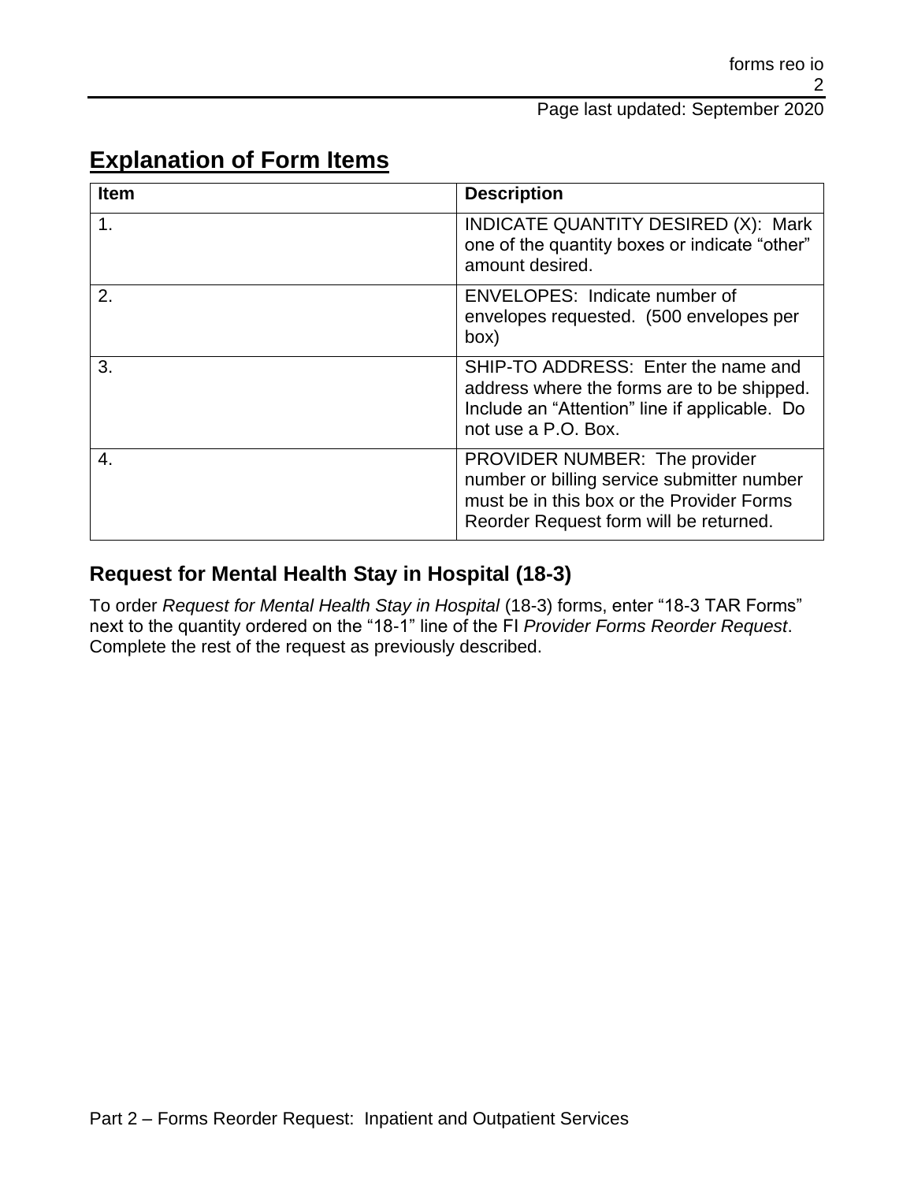# Explanation of Form Items

| Item | Description |
| --- | --- |
| 1. | INDICATE QUANTITY DESIRED (X): Mark one of the quantity boxes or indicate "other" amount desired. |
| 2. | ENVELOPES: Indicate number of envelopes requested. (500 envelopes per box) |
| 3. | SHIP-TO ADDRESS: Enter the name and address where the forms are to be shipped. Include an "Attention" line if applicable. Do not use a P.O. Box. |
| 4. | PROVIDER NUMBER: The provider number or billing service submitter number must be in this box or the Provider Forms Reorder Request form will be returned. |

## Request for Mental Health Stay in Hospital (18-3)

To order *Request for Mental Health Stay in Hospital* (18-3) forms, enter "18-3 TAR Forms" next to the quantity ordered on the "18-1" line of the FI *Provider Forms Reorder Request*. Complete the rest of the request as previously described.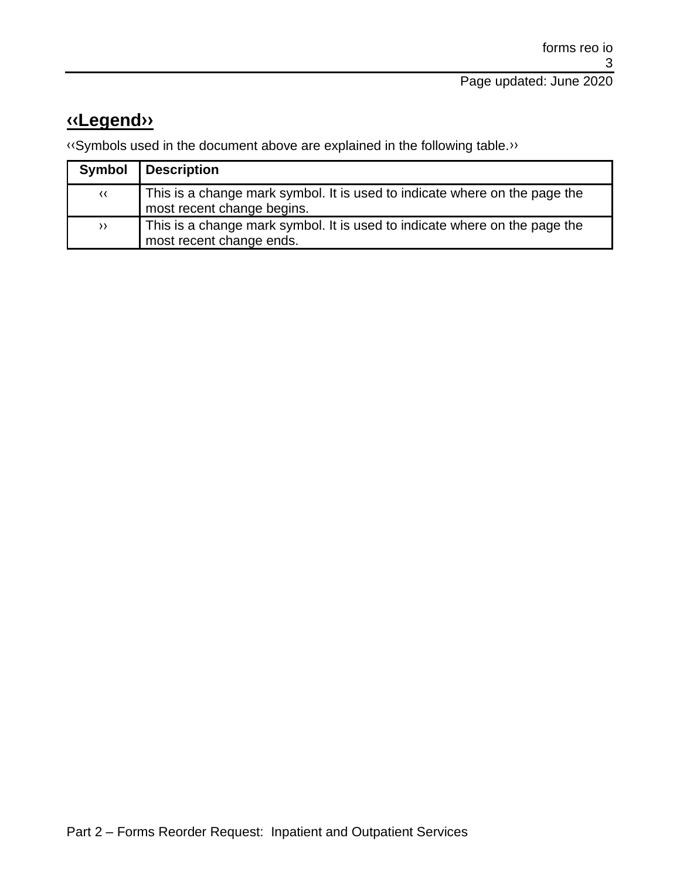## ‹‹Legend››

‹‹Symbols used in the document above are explained in the following table.››

| Symbol | Description |
|---|---|
| ‹‹ | This is a change mark symbol. It is used to indicate where on the page the most recent change begins. |
| ›› | This is a change mark symbol. It is used to indicate where on the page the most recent change ends. |